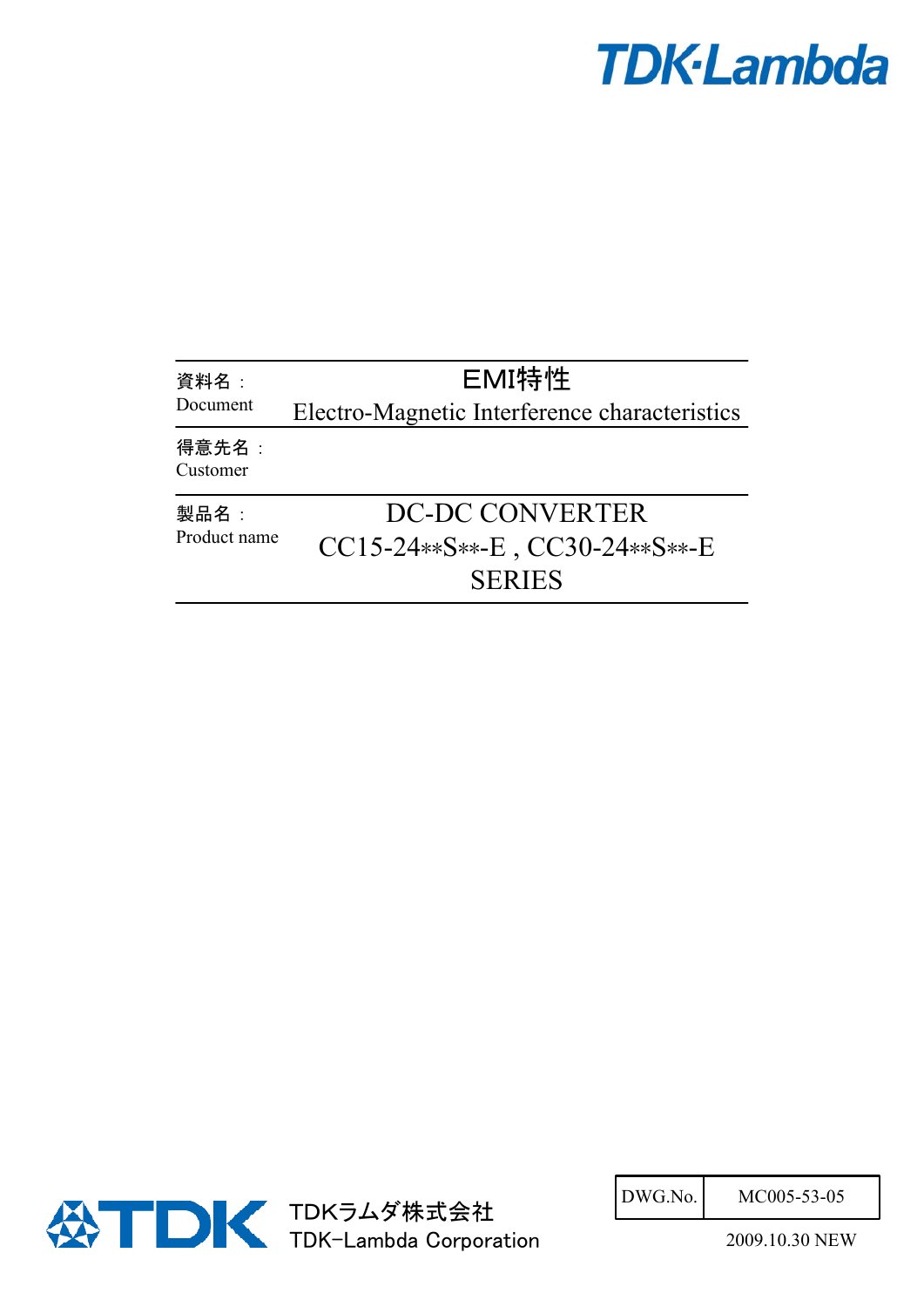TDK-Lambda

| | |
|---|---|
| 資料名：<br>Document | EMI特性<br>Electro-Magnetic Interference characteristics |
| 得意先名：<br>Customer | |
| 製品名：<br>Product name | DC-DC CONVERTER<br>CC15-24**S**-E , CC30-24**S**-E<br>SERIES |

TDKラムダ株式会社
TDK-Lambda Corporation

| DWG.No. | MC005-53-05 |
|---|---|

2009.10.30 NEW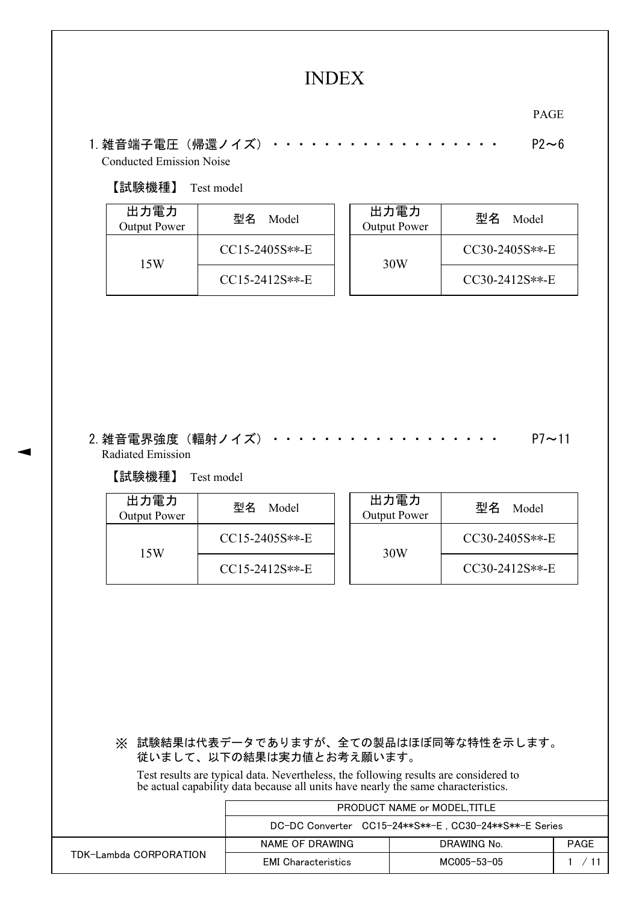# INDEX

PAGE

## 1. 雑音端子電圧（帰還ノイズ）・・・・・・・・・・・・・・・・・・ P2～6

Conducted Emission Noise

【試験機種】 Test model

| 出力電力 Output Power | 型名 Model |
|---|---|
| 15W | CC15-2405S**-E |
| | CC15-2412S**-E |

| 出力電力 Output Power | 型名 Model |
|---|---|
| 30W | CC30-2405S**-E |
| | CC30-2412S**-E |

## 2. 雑音電界強度（輻射ノイズ）・・・・・・・・・・・・・・・・・・ P7～11

Radiated Emission

【試験機種】 Test model

| 出力電力 Output Power | 型名 Model |
|---|---|
| 15W | CC15-2405S**-E |
| | CC15-2412S**-E |

| 出力電力 Output Power | 型名 Model |
|---|---|
| 30W | CC30-2405S**-E |
| | CC30-2412S**-E |

※ 試験結果は代表データでありますが、全ての製品はほぼ同等な特性を示します。
従いまして、以下の結果は実力値とお考え願います。

Test results are typical data. Nevertheless, the following results are considered to be actual capability data because all units have nearly the same characteristics.

| TDK-Lambda CORPORATION | PRODUCT NAME or MODEL,TITLE | | |
|---|---|---|---|
| | DC-DC Converter CC15-24**S**-E , CC30-24**S**-E Series | | |
| | NAME OF DRAWING | DRAWING No. | PAGE |
| | EMI Characteristics | MC005-53-05 | 1 / 11 |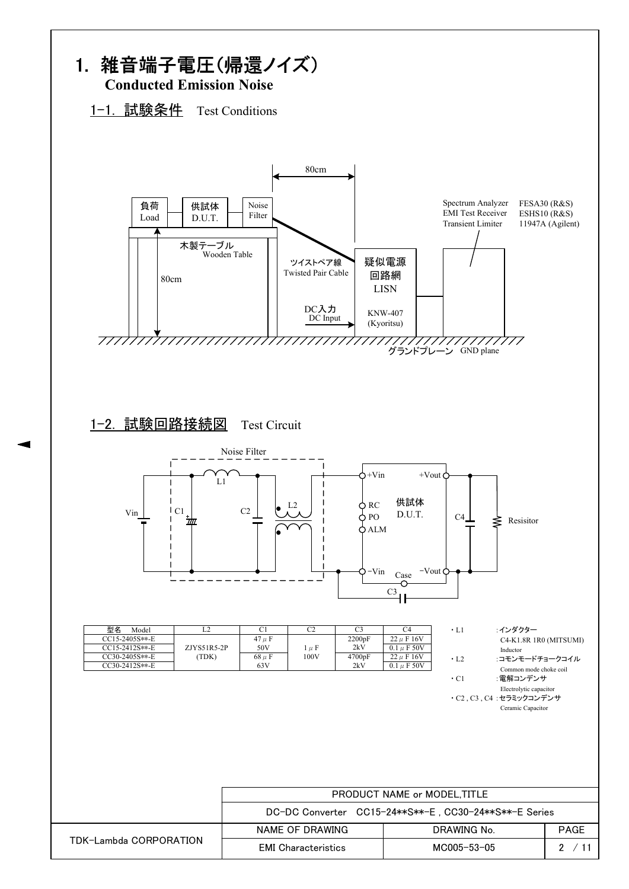# 1. 雑音端子電圧(帰還ノイズ)
**Conducted Emission Noise**

## 1-1. 試験条件 Test Conditions

80cm

負荷 Load　供試体 D.U.T.　Noise Filter

木製テーブル Wooden Table

80cm

ツイストペア線 Twisted Pair Cable

DC入力 DC Input

疑似電源回路網 LISN

KNW-407 (Kyoritsu)

Spectrum Analyzer FESA30 (R&S)
EMI Test Receiver ESHS10 (R&S)
Transient Limiter 11947A (Agilent)

グランドプレーン GND plane

## 1-2. 試験回路接続図 Test Circuit

Noise Filter

Vin　C1　L1　C2　L2

+Vin　RC　PO　ALM　−Vin　供試体 D.U.T.　+Vout　−Vout　Case

C3　C4　Resisitor

| 型名 Model | L2 | C1 | C2 | C3 | C4 |
|---|---|---|---|---|---|
| CC15-2405S**-E | ZJYS51R5-2P (TDK) | 47μF 50V | 1μF 100V | 2200pF 2kV | 22μF 16V |
| CC15-2412S**-E | | | | | 0.1μF 50V |
| CC30-2405S**-E | | 68μF 63V | | 4700pF 2kV | 22μF 16V |
| CC30-2412S**-E | | | | | 0.1μF 50V |

- L1 :インダクター Inductor C4-K1.8R 1R0 (MITSUMI)
- L2 :コモンモードチョークコイル Common mode choke coil
- C1 :電解コンデンサ Electrolytic capacitor
- C2 , C3 , C4 :セラミックコンデンサ Ceramic Capacitor

| PRODUCT NAME or MODEL,TITLE | | |
|---|---|---|
| DC-DC Converter CC15-24**S**-E , CC30-24**S**-E Series | | |
| NAME OF DRAWING | DRAWING No. | PAGE |
| EMI Characteristics | MC005-53-05 | 2 / 11 |

TDK-Lambda CORPORATION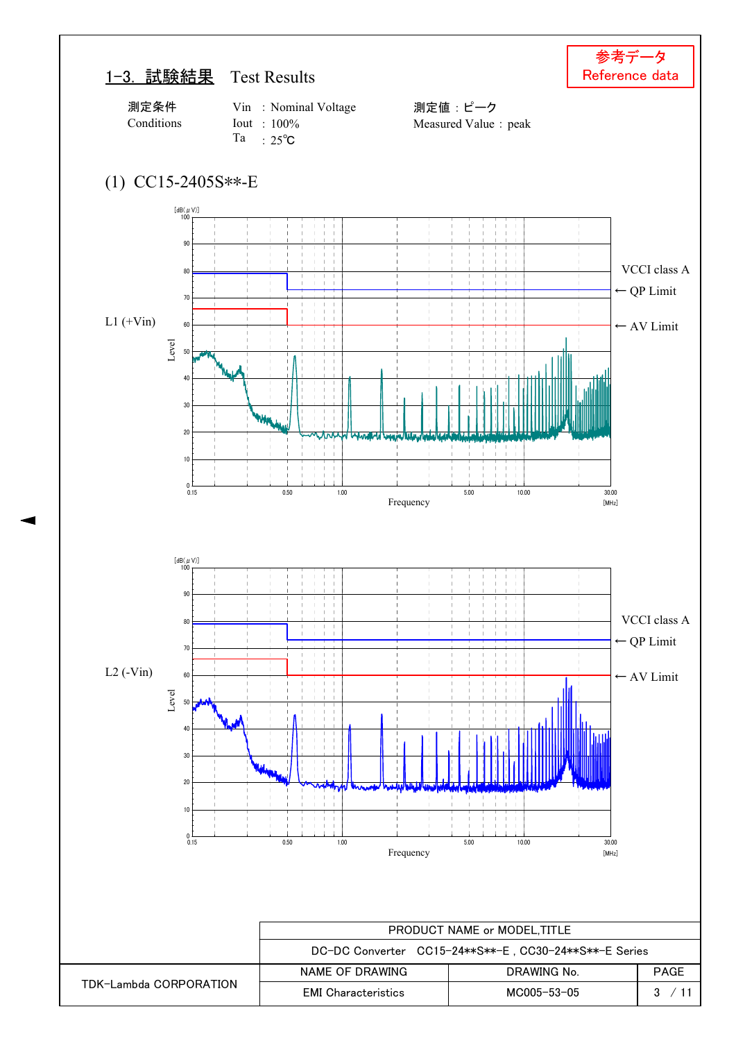参考データ
Reference data

## 1-3. 試験結果　Test Results

| 測定条件 Conditions | Vin : Nominal Voltage<br>Iout : 100%<br>Ta : 25℃ | 測定値：ピーク<br>Measured Value : peak |
|---|---|---|

### (1) CC15-2405S**-E

L1 (+Vin)

[dB(μV)]

Level

VCCI class A

← QP Limit

← AV Limit

Frequency [MHz]

0.15　0.50　1.00　5.00　10.00　30.00

L2 (-Vin)

[dB(μV)]

Level

VCCI class A

← QP Limit

← AV Limit

Frequency [MHz]

0.15　0.50　1.00　5.00　10.00　30.00

| | PRODUCT NAME or MODEL,TITLE | | |
|---|---|---|---|
| | DC-DC Converter　CC15-24**S**-E , CC30-24**S**-E Series | | |
| TDK-Lambda CORPORATION | NAME OF DRAWING | DRAWING No. | PAGE |
| | EMI Characteristics | MC005-53-05 | 3 / 11 |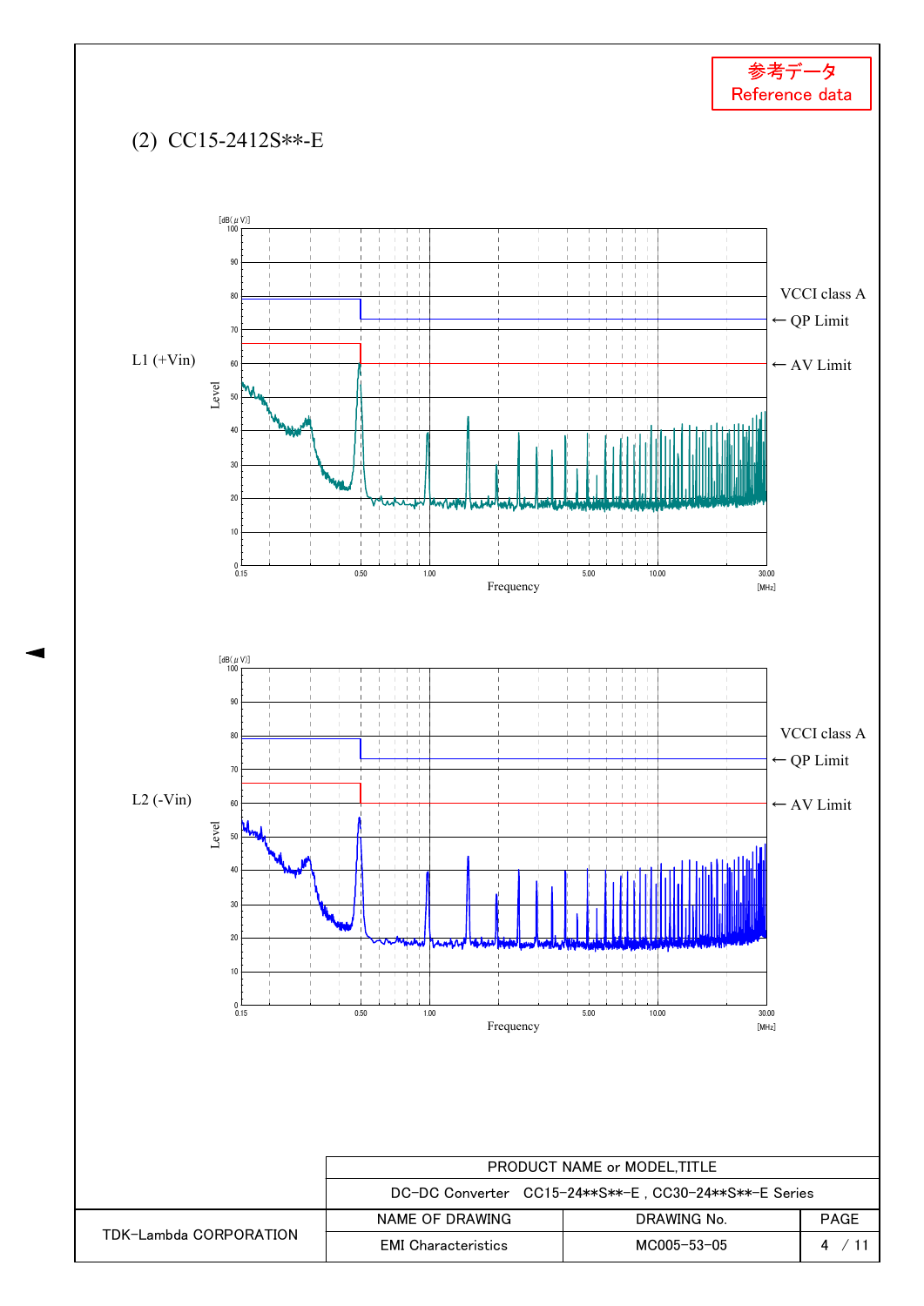参考データ
Reference data

## (2) CC15-2412S**-E

L1 (+Vin)

VCCI class A
← QP Limit
← AV Limit

[dB(μV)] Level, Frequency [MHz] (0.15 – 30.00)

L2 (-Vin)

VCCI class A
← QP Limit
← AV Limit

[dB(μV)] Level, Frequency [MHz] (0.15 – 30.00)

| | PRODUCT NAME or MODEL,TITLE | | |
|---|---|---|---|
| | DC-DC Converter CC15-24**S**-E , CC30-24**S**-E Series | | |
| TDK-Lambda CORPORATION | NAME OF DRAWING | DRAWING No. | PAGE |
| | EMI Characteristics | MC005-53-05 | 4 / 11 |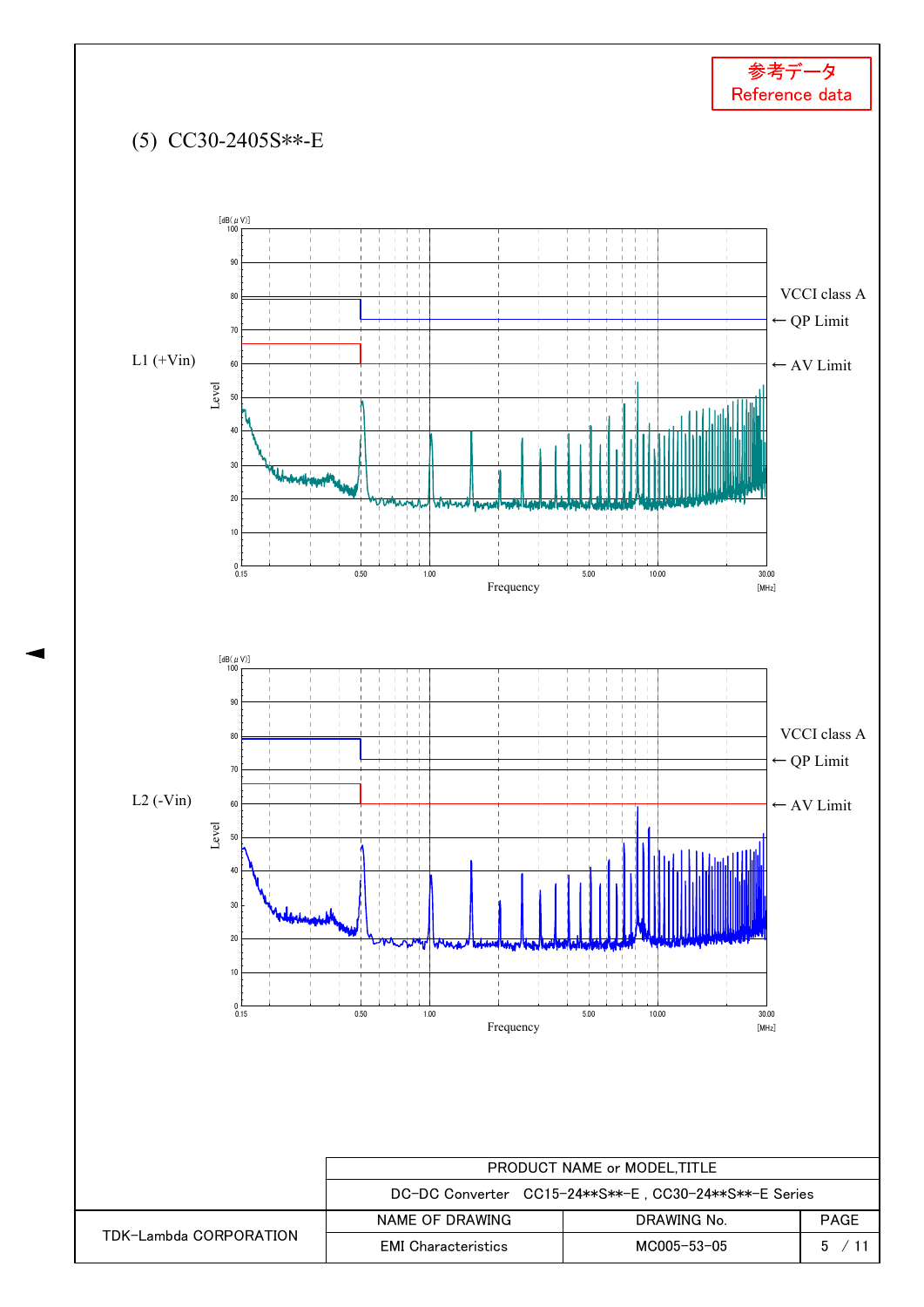参考データ
Reference data

## (5) CC30-2405S**-E

L1 (+Vin)

VCCI class A
← QP Limit
← AV Limit

L2 (-Vin)

VCCI class A
← QP Limit
← AV Limit

| PRODUCT NAME or MODEL,TITLE | | |
|---|---|---|
| DC-DC Converter CC15-24**S**-E , CC30-24**S**-E Series | | |
| NAME OF DRAWING | DRAWING No. | PAGE |
| EMI Characteristics | MC005-53-05 | 5 / 11 |

TDK-Lambda CORPORATION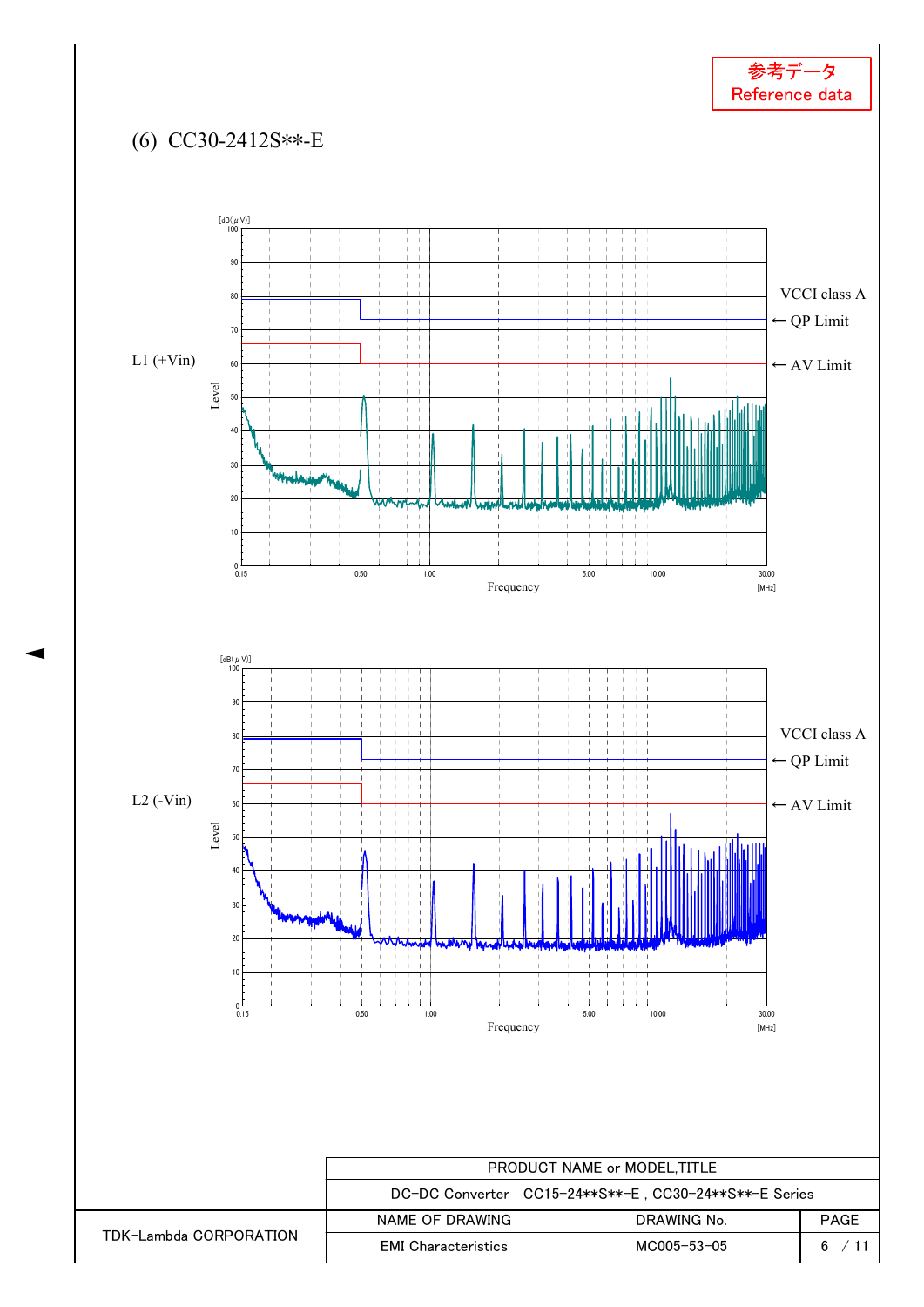参考データ
Reference data

## (6) CC30-2412S**-E

L1 (+Vin)

[dB(μV)]

VCCI class A

← QP Limit

← AV Limit

Level

Frequency [MHz]

L2 (-Vin)

[dB(μV)]

VCCI class A

← QP Limit

← AV Limit

Level

Frequency [MHz]

| | PRODUCT NAME or MODEL,TITLE | | |
|---|---|---|---|
| | DC-DC Converter CC15-24\*\*S\*\*-E , CC30-24\*\*S\*\*-E Series | | |
| TDK-Lambda CORPORATION | NAME OF DRAWING | DRAWING No. | PAGE |
| | EMI Characteristics | MC005-53-05 | 6 / 11 |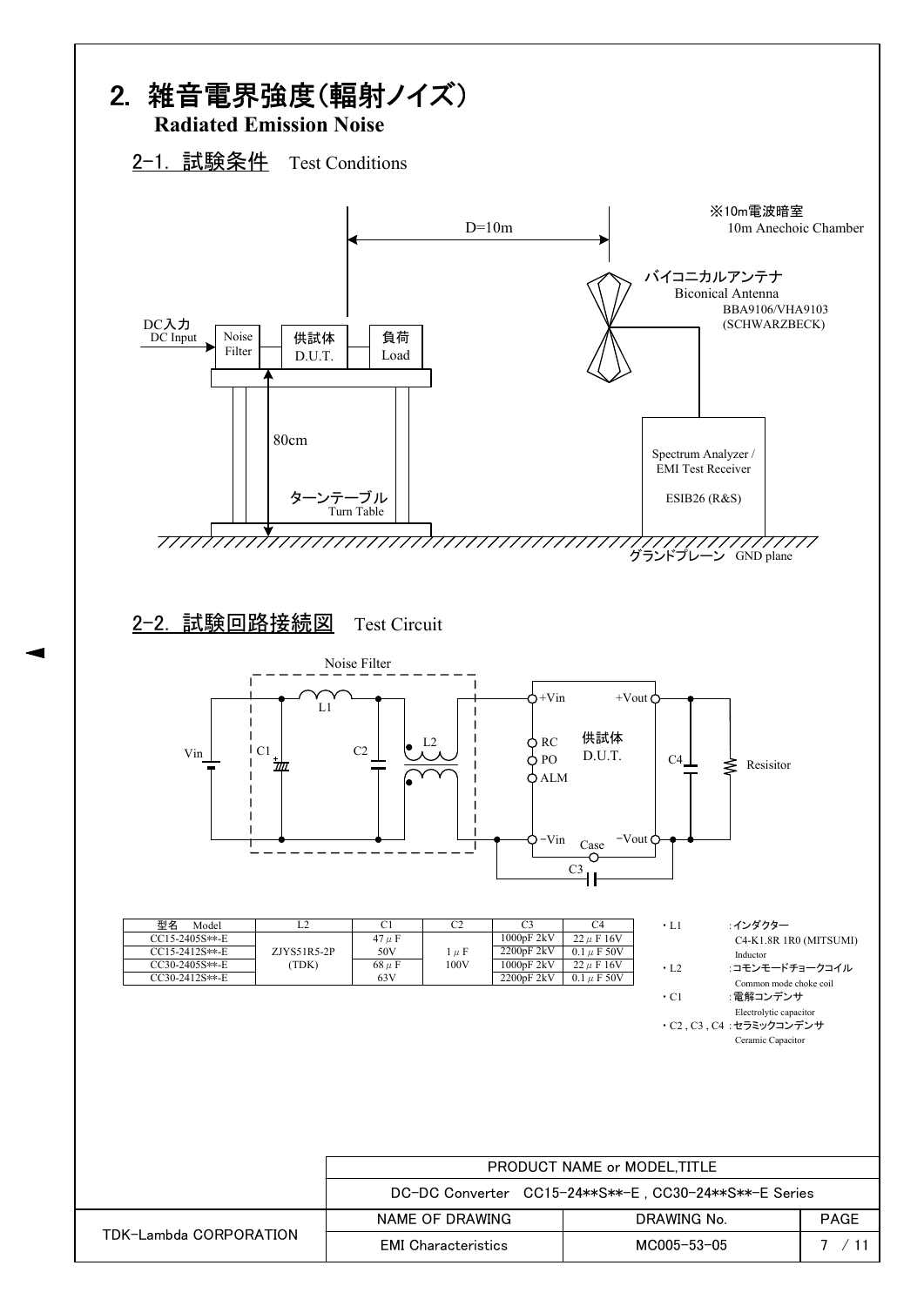## 2. 雑音電界強度(輻射ノイズ) Radiated Emission Noise

### 2-1. 試験条件 Test Conditions

※10m電波暗室
10m Anechoic Chamber

D=10m

バイコニカルアンテナ
Biconical Antenna
BBA9106/VHA9103
(SCHWARZBECK)

DC入力
DC Input

Noise Filter

供試体
D.U.T.

負荷
Load

80cm

ターンテーブル
Turn Table

Spectrum Analyzer / EMI Test Receiver
ESIB26 (R&S)

グランドプレーン GND plane

### 2-2. 試験回路接続図 Test Circuit

Noise Filter

Vin, L1, C1, C2, L2

+Vin, RC, PO, ALM, −Vin, Case

供試体
D.U.T.

+Vout, −Vout, C4, Resisitor, C3

| 型名 Model | L2 | C1 | C2 | C3 | C4 |
|---|---|---|---|---|---|
| CC15-2405S**-E | ZJYS51R5-2P (TDK) | 47μF 50V | 1μF 100V | 1000pF 2kV | 22μF 16V |
| CC15-2412S**-E | | | | 2200pF 2kV | 0.1μF 50V |
| CC30-2405S**-E | | 68μF 63V | | 1000pF 2kV | 22μF 16V |
| CC30-2412S**-E | | | | 2200pF 2kV | 0.1μF 50V |

- L1 :インダクター Inductor C4-K1.8R 1R0 (MITSUMI)
- L2 :コモンモードチョークコイル Common mode choke coil
- C1 :電解コンデンサ Electrolytic capacitor
- C2 , C3 , C4 :セラミックコンデンサ Ceramic Capacitor

| TDK-Lambda CORPORATION | PRODUCT NAME or MODEL,TITLE | | |
|---|---|---|---|
| | DC-DC Converter CC15-24**S**-E , CC30-24**S**-E Series | | |
| | NAME OF DRAWING | DRAWING No. | PAGE |
| | EMI Characteristics | MC005-53-05 | 7 / 11 |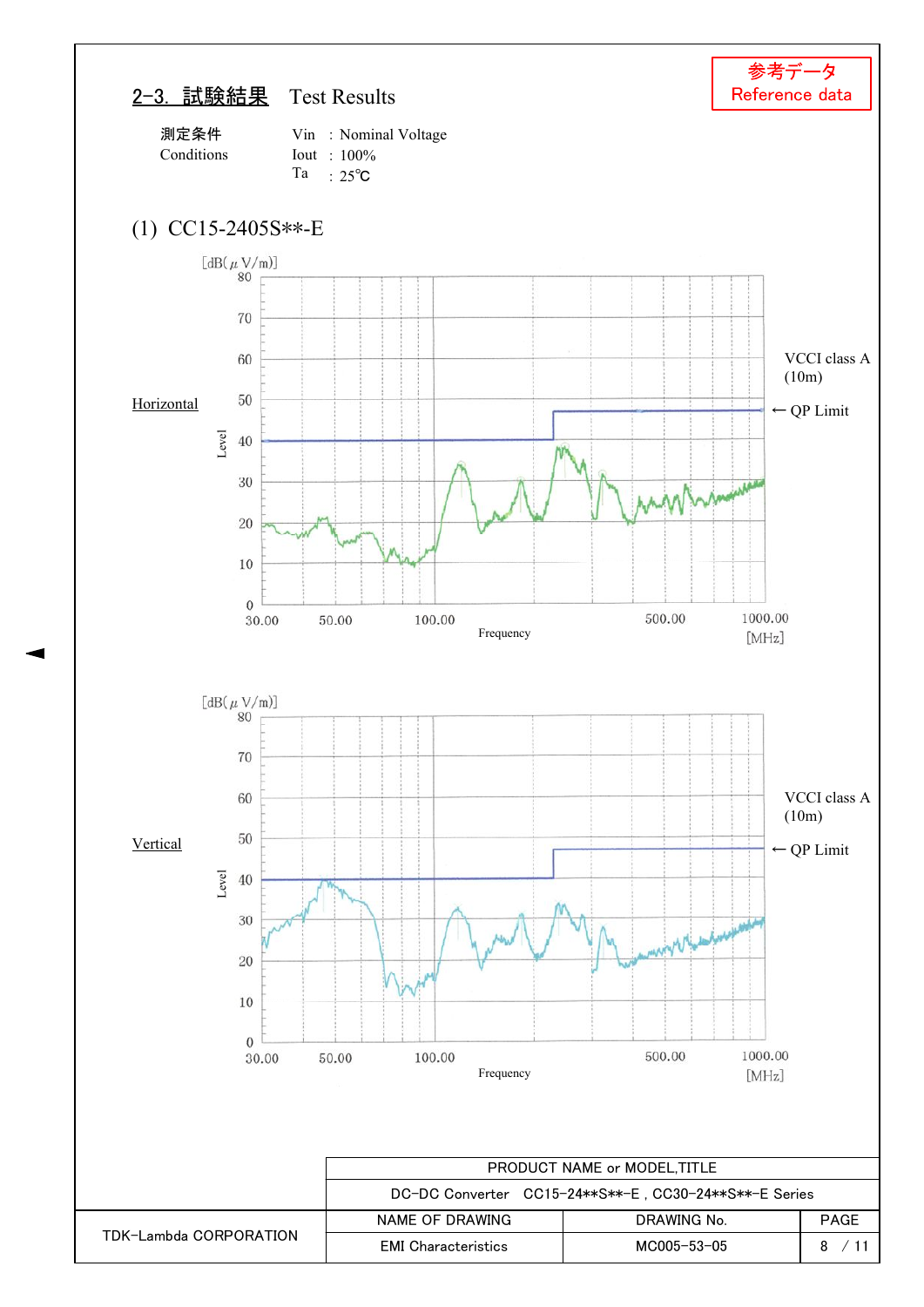参考データ
Reference data

## 2-3. 試験結果　Test Results

測定条件　　Vin　: Nominal Voltage
Conditions　Iout　: 100%
　　　　　　Ta　: 25℃

### (1) CC15-2405S**-E

Horizontal

[dB(μV/m)]

Level: 0, 10, 20, 30, 40, 50, 60, 70, 80

Frequency: 30.00, 50.00, 100.00, 500.00, 1000.00 [MHz]

VCCI class A (10m)

← QP Limit

Vertical

[dB(μV/m)]

Level: 0, 10, 20, 30, 40, 50, 60, 70, 80

Frequency: 30.00, 50.00, 100.00, 500.00, 1000.00 [MHz]

VCCI class A (10m)

← QP Limit

| | PRODUCT NAME or MODEL,TITLE | | |
|---|---|---|---|
| | DC-DC Converter　CC15-24**S**-E , CC30-24**S**-E Series | | |
| TDK-Lambda CORPORATION | NAME OF DRAWING | DRAWING No. | PAGE |
| | EMI Characteristics | MC005-53-05 | 8 / 11 |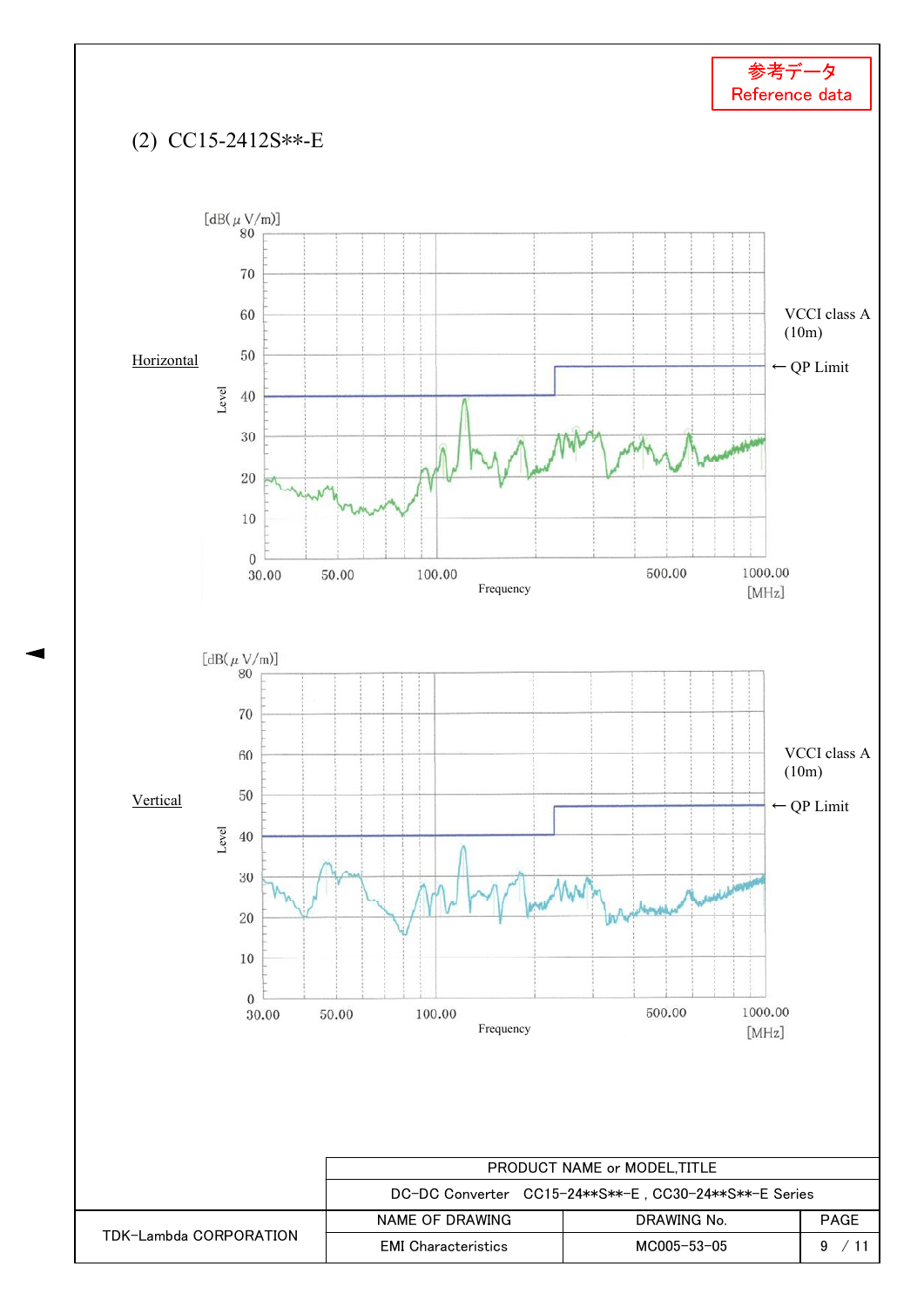参考データ
Reference data

## (2) CC15-2412S**-E

**Horizontal**

[dB(μV/m)]

Level: 0, 10, 20, 30, 40, 50, 60, 70, 80

Frequency [MHz]: 30.00, 50.00, 100.00, 500.00, 1000.00

VCCI class A (10m)

← QP Limit

**Vertical**

[dB(μV/m)]

Level: 0, 10, 20, 30, 40, 50, 60, 70, 80

Frequency [MHz]: 30.00, 50.00, 100.00, 500.00, 1000.00

VCCI class A (10m)

← QP Limit

| | PRODUCT NAME or MODEL,TITLE | | |
|---|---|---|---|
| | DC-DC Converter CC15-24**S**-E , CC30-24**S**-E Series | | |
| TDK-Lambda CORPORATION | NAME OF DRAWING | DRAWING No. | PAGE |
| | EMI Characteristics | MC005-53-05 | 9 / 11 |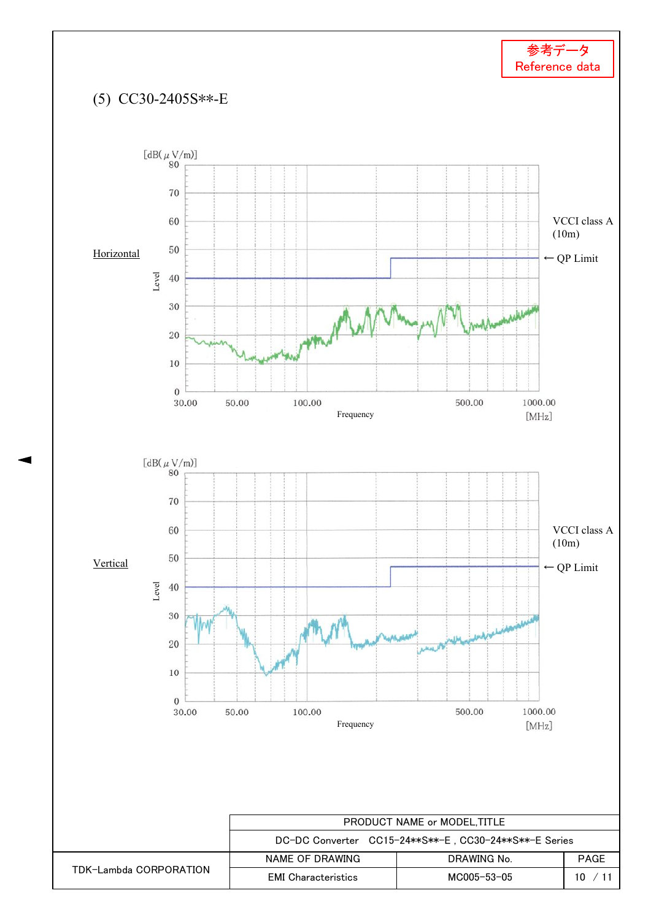参考データ
Reference data

## (5) CC30-2405S**-E

Horizontal

[dB(μV/m)]

Level: 0, 10, 20, 30, 40, 50, 60, 70, 80

Frequency [MHz]: 30.00, 50.00, 100.00, 500.00, 1000.00

VCCI class A (10m)

← QP Limit

Vertical

[dB(μV/m)]

Level: 0, 10, 20, 30, 40, 50, 60, 70, 80

Frequency [MHz]: 30.00, 50.00, 100.00, 500.00, 1000.00

VCCI class A (10m)

← QP Limit

| TDK-Lambda CORPORATION | PRODUCT NAME or MODEL,TITLE | | |
|---|---|---|---|
| | DC-DC Converter CC15-24**S**-E , CC30-24**S**-E Series | | |
| | NAME OF DRAWING | DRAWING No. | PAGE |
| | EMI Characteristics | MC005-53-05 | 10 / 11 |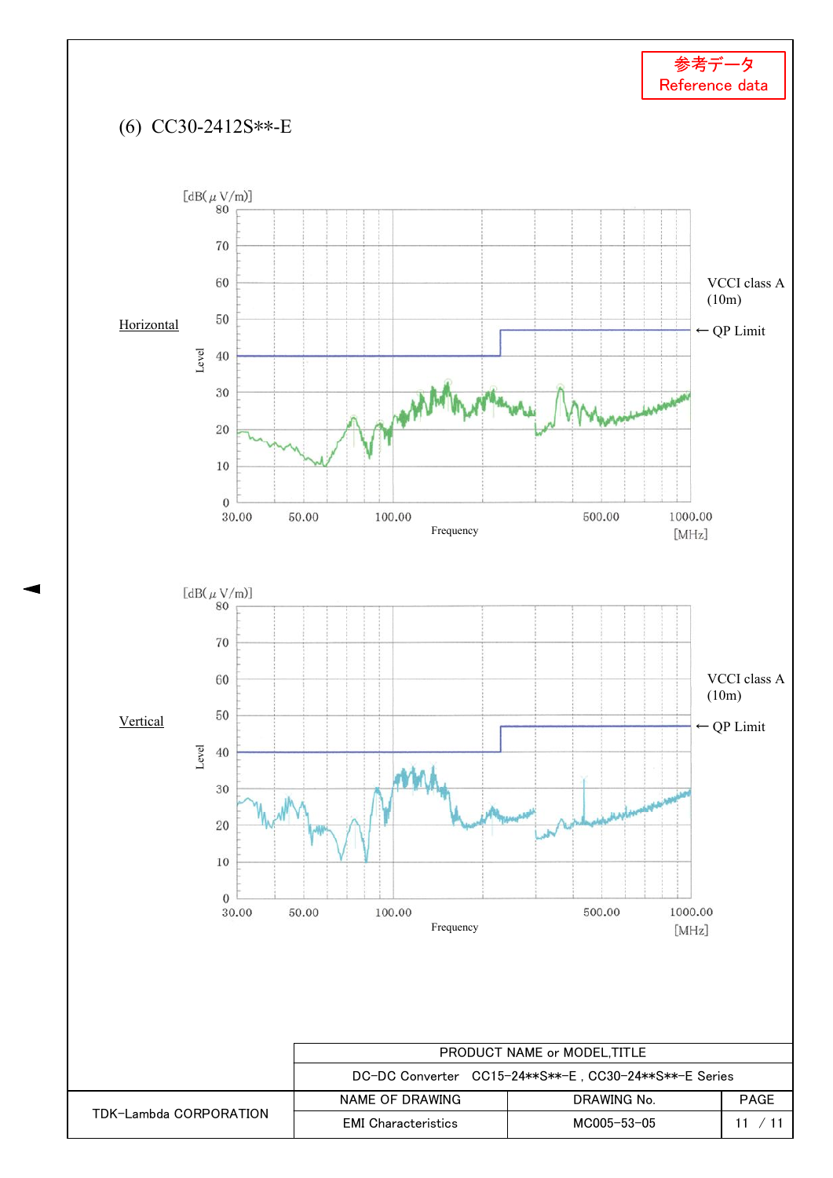参考データ
Reference data

(6) CC30-2412S**-E

Horizontal

[dB(μV/m)]
80
70
60
50
40
30
20
10
0
Level
30.00 50.00 100.00 500.00 1000.00
Frequency
[MHz]

VCCI class A
(10m)
← QP Limit

Vertical

[dB(μV/m)]
80
70
60
50
40
30
20
10
0
Level
30.00 50.00 100.00 500.00 1000.00
Frequency
[MHz]

VCCI class A
(10m)
← QP Limit

| | | | |
|---|---|---|---|
| | PRODUCT NAME or MODEL,TITLE | | |
| | DC-DC Converter CC15-24**S**-E , CC30-24**S**-E Series | | |
| TDK-Lambda CORPORATION | NAME OF DRAWING | DRAWING No. | PAGE |
| | EMI Characteristics | MC005-53-05 | 11 / 11 |